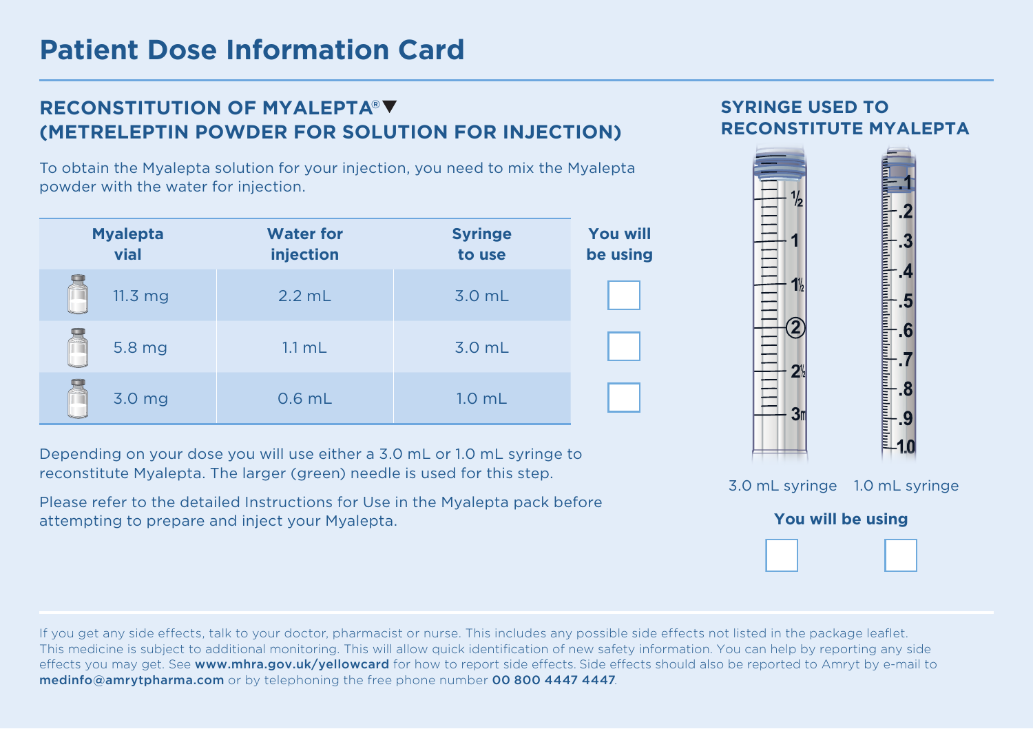# Patient Dose Information Card

## RECONSTITUTION OF MYALEPTA®▼ (METRELEPTIN POWDER FOR SOLUTION FOR INJECTION)

To obtain the Myalepta solution for your injection, you need to mix the Myalepta powder with the water for injection.

| Myalepta vial | Water for injection | Syringe to use | You will be using |
|---|---|---|---|
| 11.3 mg | 2.2 mL | 3.0 mL | ☐ |
| 5.8 mg | 1.1 mL | 3.0 mL | ☐ |
| 3.0 mg | 0.6 mL | 1.0 mL | ☐ |

Depending on your dose you will use either a 3.0 mL or 1.0 mL syringe to reconstitute Myalepta. The larger (green) needle is used for this step.

Please refer to the detailed Instructions for Use in the Myalepta pack before attempting to prepare and inject your Myalepta.

## SYRINGE USED TO RECONSTITUTE MYALEPTA

| 3.0 mL syringe | 1.0 mL syringe |
|---|---|
| ☐ | ☐ |

**You will be using**

If you get any side effects, talk to your doctor, pharmacist or nurse. This includes any possible side effects not listed in the package leaflet. This medicine is subject to additional monitoring. This will allow quick identification of new safety information. You can help by reporting any side effects you may get. See **www.mhra.gov.uk/yellowcard** for how to report side effects. Side effects should also be reported to Amryt by e-mail to **medinfo@amrytpharma.com** or by telephoning the free phone number **00 800 4447 4447**.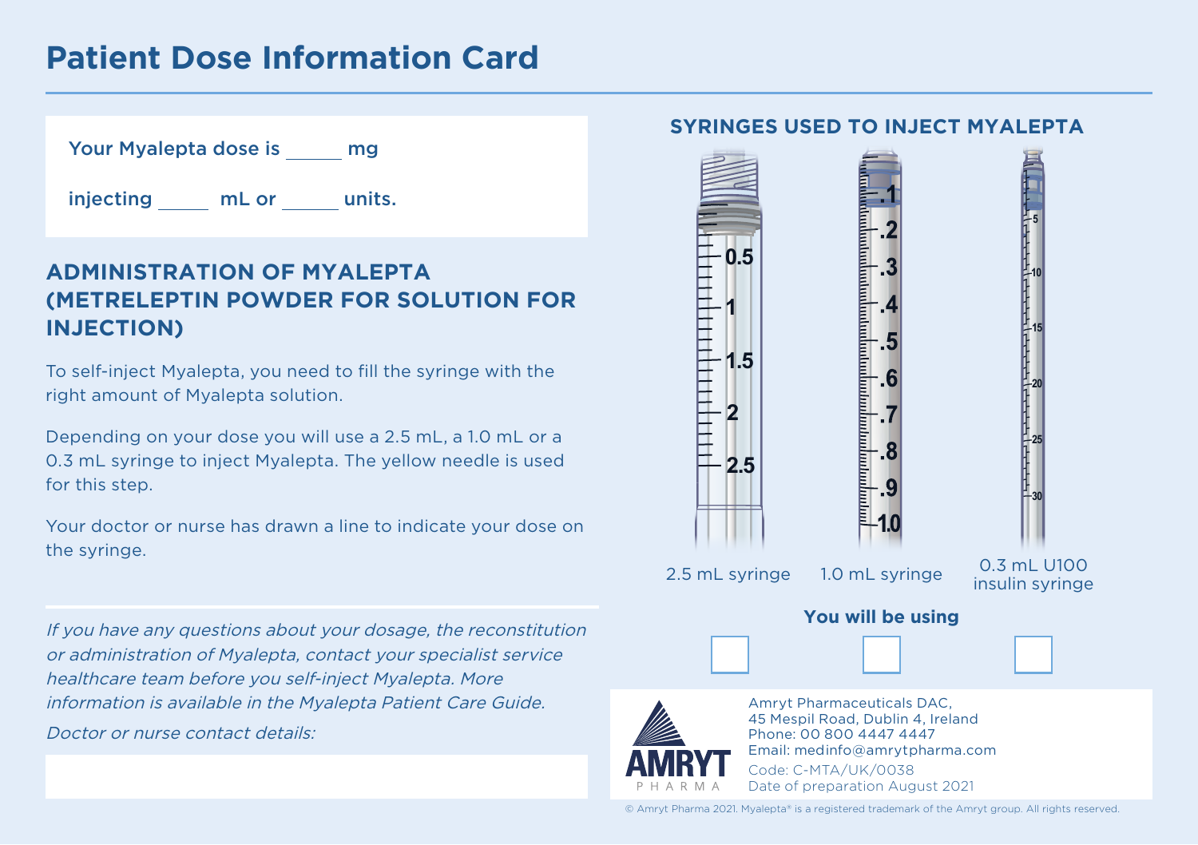# Patient Dose Information Card

Your Myalepta dose is _____ mg

injecting _____ mL or _____ units.

## ADMINISTRATION OF MYALEPTA (METRELEPTIN POWDER FOR SOLUTION FOR INJECTION)

To self-inject Myalepta, you need to fill the syringe with the right amount of Myalepta solution.

Depending on your dose you will use a 2.5 mL, a 1.0 mL or a 0.3 mL syringe to inject Myalepta. The yellow needle is used for this step.

Your doctor or nurse has drawn a line to indicate your dose on the syringe.

*If you have any questions about your dosage, the reconstitution or administration of Myalepta, contact your specialist service healthcare team before you self-inject Myalepta. More information is available in the Myalepta Patient Care Guide.*

*Doctor or nurse contact details:*

## SYRINGES USED TO INJECT MYALEPTA

0.5
1
1.5
2
2.5

.1
.2
.3
.4
.5
.6
.7
.8
.9
1.0

5
10
15
20
25
30

2.5 mL syringe

1.0 mL syringe

0.3 mL U100 insulin syringe

**You will be using**

☐ ☐ ☐

AMRYT PHARMA

Amryt Pharmaceuticals DAC,
45 Mespil Road, Dublin 4, Ireland
Phone: 00 800 4447 4447
Email: medinfo@amrytpharma.com

Code: C-MTA/UK/0038
Date of preparation August 2021

© Amryt Pharma 2021. Myalepta® is a registered trademark of the Amryt group. All rights reserved.